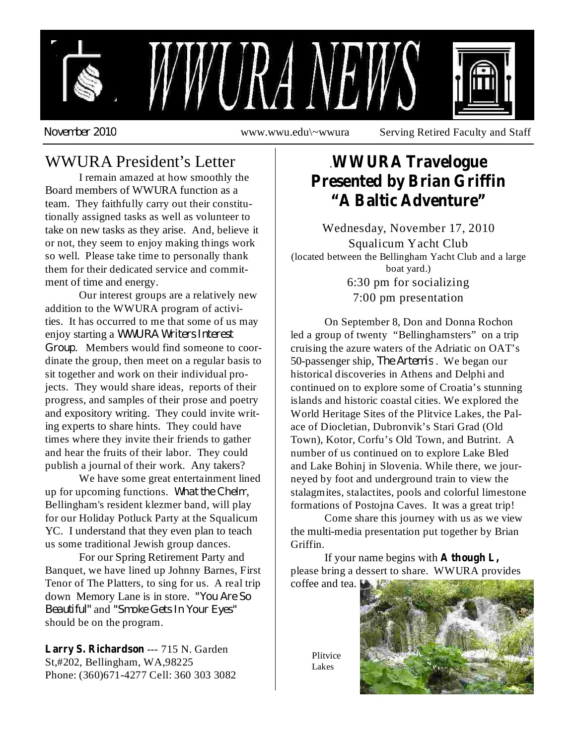# WWURA NEWS

November 2010 www.wwu.edu\~wwura Serving Retired Faculty and Staff

## WWURA President's Letter

I remain amazed at how smoothly the Board members of WWURA function as a team. They faithfully carry out their constitutionally assigned tasks as well as volunteer to take on new tasks as they arise. And, believe it or not, they seem to enjoy making things work so well. Please take time to personally thank them for their dedicated service and commitment of time and energy.

Our interest groups are a relatively new addition to the WWURA program of activities. It has occurred to me that some of us may enjoy starting a *WWURA Writers Interest Group*. Members would find someone to coordinate the group, then meet on a regular basis to sit together and work on their individual projects. They would share ideas, reports of their progress, and samples of their prose and poetry and expository writing. They could invite writing experts to share hints. They could have times where they invite their friends to gather and hear the fruits of their labor. They could publish a journal of their work. Any takers?

We have some great entertainment lined up for upcoming functions. *What the Chelm*, Bellingham's resident klezmer band, will play for our Holiday Potluck Party at the Squalicum YC. I understand that they even plan to teach us some traditional Jewish group dances.

For our Spring Retirement Party and Banquet, we have lined up Johnny Barnes, First Tenor of The Platters, to sing for us. A real trip down Memory Lane is in store. *"You Are So Beautiful"* and *"Smoke Gets In Your Eyes"* should be on the program.

**Larry S. Richardson** --- 715 N. Garden St,#202, Bellingham, WA,98225
Phone: (360)671-4277 Cell: 360 303 3082

## WWURA Travelogue Presented by Brian Griffin "A Baltic Adventure"

Wednesday, November 17, 2010
Squalicum Yacht Club
(located between the Bellingham Yacht Club and a large boat yard.)
6:30 pm for socializing
7:00 pm presentation

On September 8, Don and Donna Rochon led a group of twenty "Bellinghamsters" on a trip cruising the azure waters of the Adriatic on OAT's 50-passenger ship, *The Artemis*. We began our historical discoveries in Athens and Delphi and continued on to explore some of Croatia's stunning islands and historic coastal cities. We explored the World Heritage Sites of the Plitvice Lakes, the Palace of Diocletian, Dubronvik's Stari Grad (Old Town), Kotor, Corfu's Old Town, and Butrint. A number of us continued on to explore Lake Bled and Lake Bohinj in Slovenia. While there, we journeyed by foot and underground train to view the stalagmites, stalactites, pools and colorful limestone formations of Postojna Caves. It was a great trip!

Come share this journey with us as we view the multi-media presentation put together by Brian Griffin.

If your name begins with **A though L,** please bring a dessert to share. WWURA provides coffee and tea.

Plitvice Lakes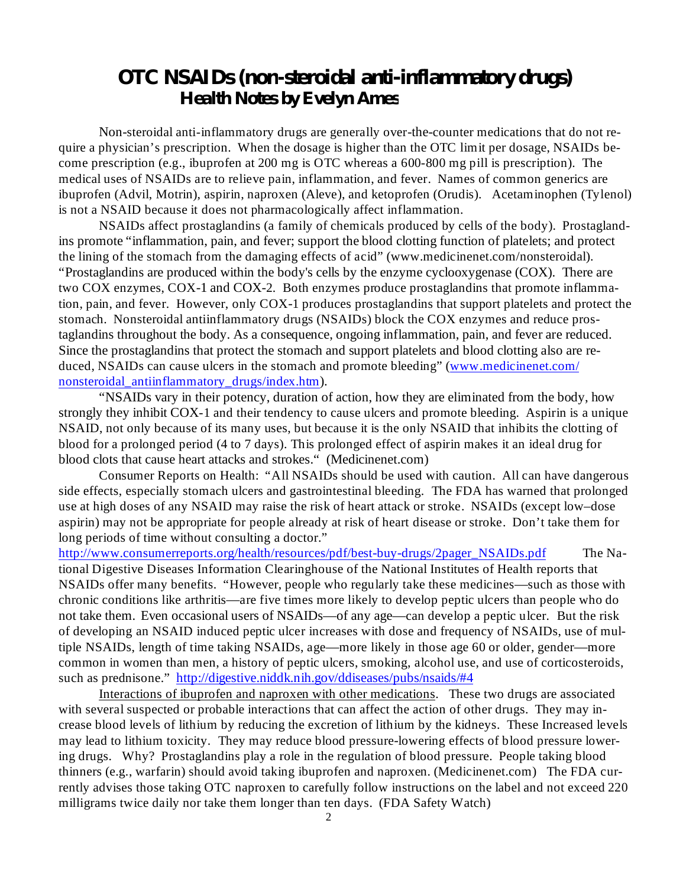# OTC NSAIDs (non-steroidal anti-inflammatory drugs)

## Health Notes by Evelyn Ames

Non-steroidal anti-inflammatory drugs are generally over-the-counter medications that do not require a physician's prescription. When the dosage is higher than the OTC limit per dosage, NSAIDs become prescription (e.g., ibuprofen at 200 mg is OTC whereas a 600-800 mg pill is prescription). The medical uses of NSAIDs are to relieve pain, inflammation, and fever. Names of common generics are ibuprofen (Advil, Motrin), aspirin, naproxen (Aleve), and ketoprofen (Orudis). Acetaminophen (Tylenol) is not a NSAID because it does not pharmacologically affect inflammation.

NSAIDs affect prostaglandins (a family of chemicals produced by cells of the body). Prostaglandins promote "inflammation, pain, and fever; support the blood clotting function of platelets; and protect the lining of the stomach from the damaging effects of acid" (www.medicinenet.com/nonsteroidal). "Prostaglandins are produced within the body's cells by the enzyme cyclooxygenase (COX). There are two COX enzymes, COX-1 and COX-2. Both enzymes produce prostaglandins that promote inflammation, pain, and fever. However, only COX-1 produces prostaglandins that support platelets and protect the stomach. Nonsteroidal antiinflammatory drugs (NSAIDs) block the COX enzymes and reduce prostaglandins throughout the body. As a consequence, ongoing inflammation, pain, and fever are reduced. Since the prostaglandins that protect the stomach and support platelets and blood clotting also are reduced, NSAIDs can cause ulcers in the stomach and promote bleeding" (www.medicinenet.com/nonsteroidal_antiinflammatory_drugs/index.htm).

"NSAIDs vary in their potency, duration of action, how they are eliminated from the body, how strongly they inhibit COX-1 and their tendency to cause ulcers and promote bleeding. Aspirin is a unique NSAID, not only because of its many uses, but because it is the only NSAID that inhibits the clotting of blood for a prolonged period (4 to 7 days). This prolonged effect of aspirin makes it an ideal drug for blood clots that cause heart attacks and strokes." (Medicinenet.com)

Consumer Reports on Health: "All NSAIDs should be used with caution. All can have dangerous side effects, especially stomach ulcers and gastrointestinal bleeding. The FDA has warned that prolonged use at high doses of any NSAID may raise the risk of heart attack or stroke. NSAIDs (except low–dose aspirin) may not be appropriate for people already at risk of heart disease or stroke. Don't take them for long periods of time without consulting a doctor." http://www.consumerreports.org/health/resources/pdf/best-buy-drugs/2pager_NSAIDs.pdf The National Digestive Diseases Information Clearinghouse of the National Institutes of Health reports that NSAIDs offer many benefits. "However, people who regularly take these medicines—such as those with chronic conditions like arthritis—are five times more likely to develop peptic ulcers than people who do not take them. Even occasional users of NSAIDs—of any age—can develop a peptic ulcer. But the risk of developing an NSAID induced peptic ulcer increases with dose and frequency of NSAIDs, use of multiple NSAIDs, length of time taking NSAIDs, age—more likely in those age 60 or older, gender—more common in women than men, a history of peptic ulcers, smoking, alcohol use, and use of corticosteroids, such as prednisone." http://digestive.niddk.nih.gov/ddiseases/pubs/nsaids/#4

Interactions of ibuprofen and naproxen with other medications. These two drugs are associated with several suspected or probable interactions that can affect the action of other drugs. They may increase blood levels of lithium by reducing the excretion of lithium by the kidneys. These Increased levels may lead to lithium toxicity. They may reduce blood pressure-lowering effects of blood pressure lowering drugs. Why? Prostaglandins play a role in the regulation of blood pressure. People taking blood thinners (e.g., warfarin) should avoid taking ibuprofen and naproxen. (Medicinenet.com) The FDA currently advises those taking OTC naproxen to carefully follow instructions on the label and not exceed 220 milligrams twice daily nor take them longer than ten days. (FDA Safety Watch)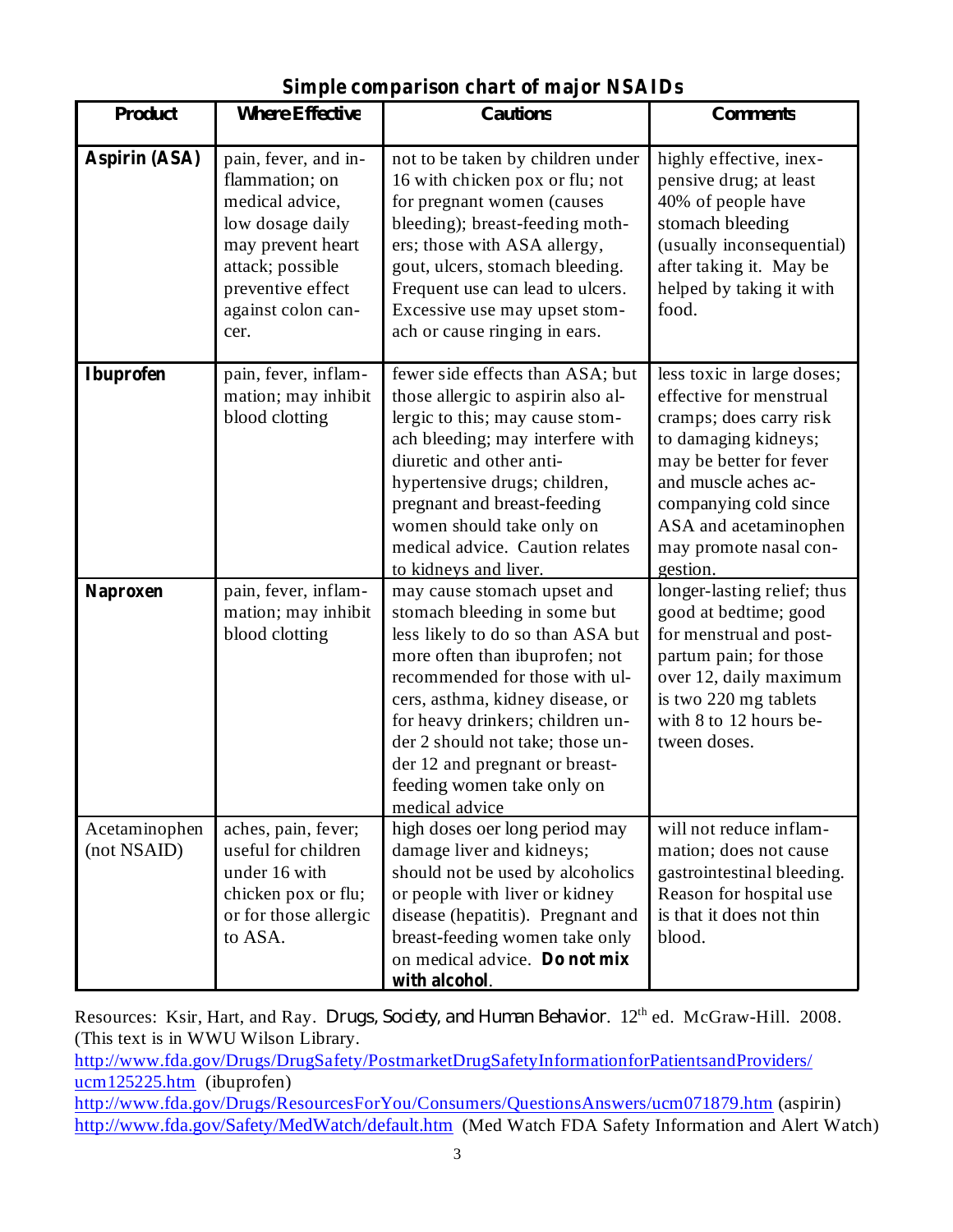## Simple comparison chart of major NSAIDs

| Product | Where Effective | Cautions | Comments |
|---|---|---|---|
| **Aspirin (ASA)** | pain, fever, and inflammation; on medical advice, low dosage daily may prevent heart attack; possible preventive effect against colon cancer. | not to be taken by children under 16 with chicken pox or flu; not for pregnant women (causes bleeding); breast-feeding mothers; those with ASA allergy, gout, ulcers, stomach bleeding. Frequent use can lead to ulcers. Excessive use may upset stomach or cause ringing in ears. | highly effective, inexpensive drug; at least 40% of people have stomach bleeding (usually inconsequential) after taking it. May be helped by taking it with food. |
| **Ibuprofen** | pain, fever, inflammation; may inhibit blood clotting | fewer side effects than ASA; but those allergic to aspirin also allergic to this; may cause stomach bleeding; may interfere with diuretic and other anti-hypertensive drugs; children, pregnant and breast-feeding women should take only on medical advice. Caution relates to kidneys and liver. | less toxic in large doses; effective for menstrual cramps; does carry risk to damaging kidneys; may be better for fever and muscle aches accompanying cold since ASA and acetaminophen may promote nasal congestion. |
| **Naproxen** | pain, fever, inflammation; may inhibit blood clotting | may cause stomach upset and stomach bleeding in some but less likely to do so than ASA but more often than ibuprofen; not recommended for those with ulcers, asthma, kidney disease, or for heavy drinkers; children under 2 should not take; those under 12 and pregnant or breast-feeding women take only on medical advice | longer-lasting relief; thus good at bedtime; good for menstrual and post-partum pain; for those over 12, daily maximum is two 220 mg tablets with 8 to 12 hours between doses. |
| Acetaminophen (not NSAID) | aches, pain, fever; useful for children under 16 with chicken pox or flu; or for those allergic to ASA. | high doses oer long period may damage liver and kidneys; should not be used by alcoholics or people with liver or kidney disease (hepatitis). Pregnant and breast-feeding women take only on medical advice. **Do not mix with alcohol**. | will not reduce inflammation; does not cause gastrointestinal bleeding. Reason for hospital use is that it does not thin blood. |

Resources: Ksir, Hart, and Ray. *Drugs, Society, and Human Behavior.* 12th ed. McGraw-Hill. 2008. (This text is in WWU Wilson Library.

http://www.fda.gov/Drugs/DrugSafety/PostmarketDrugSafetyInformationforPatientsandProviders/ucm125225.htm (ibuprofen)

http://www.fda.gov/Drugs/ResourcesForYou/Consumers/QuestionsAnswers/ucm071879.htm (aspirin)

http://www.fda.gov/Safety/MedWatch/default.htm (Med Watch FDA Safety Information and Alert Watch)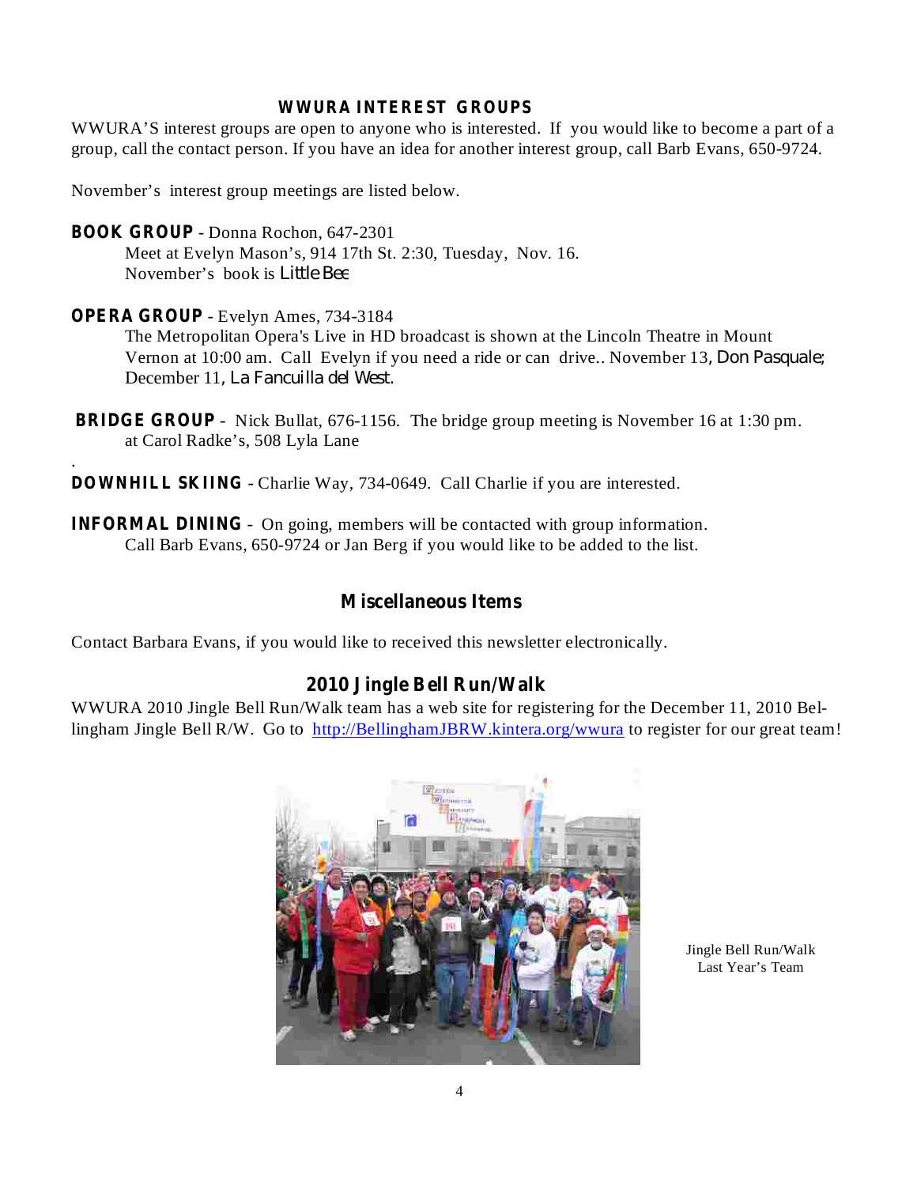## WWURA INTEREST GROUPS

WWURA'S interest groups are open to anyone who is interested. If you would like to become a part of a group, call the contact person. If you have an idea for another interest group, call Barb Evans, 650-9724.

November's interest group meetings are listed below.

**BOOK GROUP** - Donna Rochon, 647-2301
Meet at Evelyn Mason's, 914 17th St. 2:30, Tuesday, Nov. 16.
November's book is *Little Bee*

**OPERA GROUP** - Evelyn Ames, 734-3184
The Metropolitan Opera's Live in HD broadcast is shown at the Lincoln Theatre in Mount Vernon at 10:00 am. Call Evelyn if you need a ride or can drive.. November 13, *Don Pasquale;* December 11, *La Fancuilla del West.*

**BRIDGE GROUP** - Nick Bullat, 676-1156. The bridge group meeting is November 16 at 1:30 pm. at Carol Radke's, 508 Lyla Lane

**DOWNHILL SKIING** - Charlie Way, 734-0649. Call Charlie if you are interested.

**INFORMAL DINING** - On going, members will be contacted with group information. Call Barb Evans, 650-9724 or Jan Berg if you would like to be added to the list.

## Miscellaneous Items

Contact Barbara Evans, if you would like to received this newsletter electronically.

## 2010 Jingle Bell Run/Walk

WWURA 2010 Jingle Bell Run/Walk team has a web site for registering for the December 11, 2010 Bellingham Jingle Bell R/W. Go to http://BellinghamJBRW.kintera.org/wwura to register for our great team!

Jingle Bell Run/Walk
Last Year's Team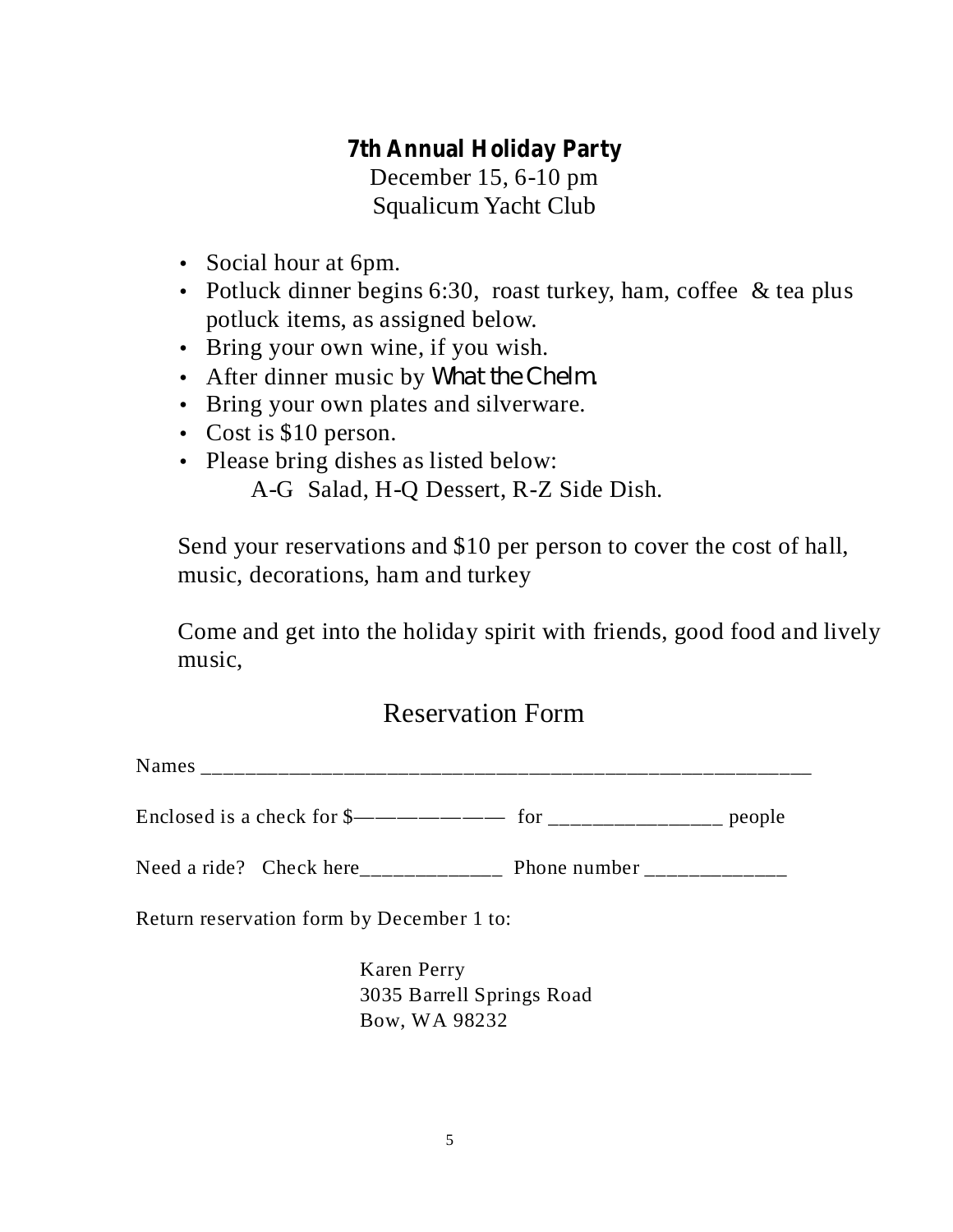**7th Annual Holiday Party**

December 15, 6-10 pm
Squalicum Yacht Club

- Social hour at 6pm.
- Potluck dinner begins 6:30, roast turkey, ham, coffee & tea plus potluck items, as assigned below.
- Bring your own wine, if you wish.
- After dinner music by *What the Chelm.*
- Bring your own plates and silverware.
- Cost is $10 person.
- Please bring dishes as listed below:
  A-G Salad, H-Q Dessert, R-Z Side Dish.

Send your reservations and $10 per person to cover the cost of hall, music, decorations, ham and turkey

Come and get into the holiday spirit with friends, good food and lively music,

## Reservation Form

Names ____________________________________________________________

Enclosed is a check for $——————— for ________________ people

Need a ride? Check here_____________ Phone number _____________

Return reservation form by December 1 to:

Karen Perry
3035 Barrell Springs Road
Bow, WA 98232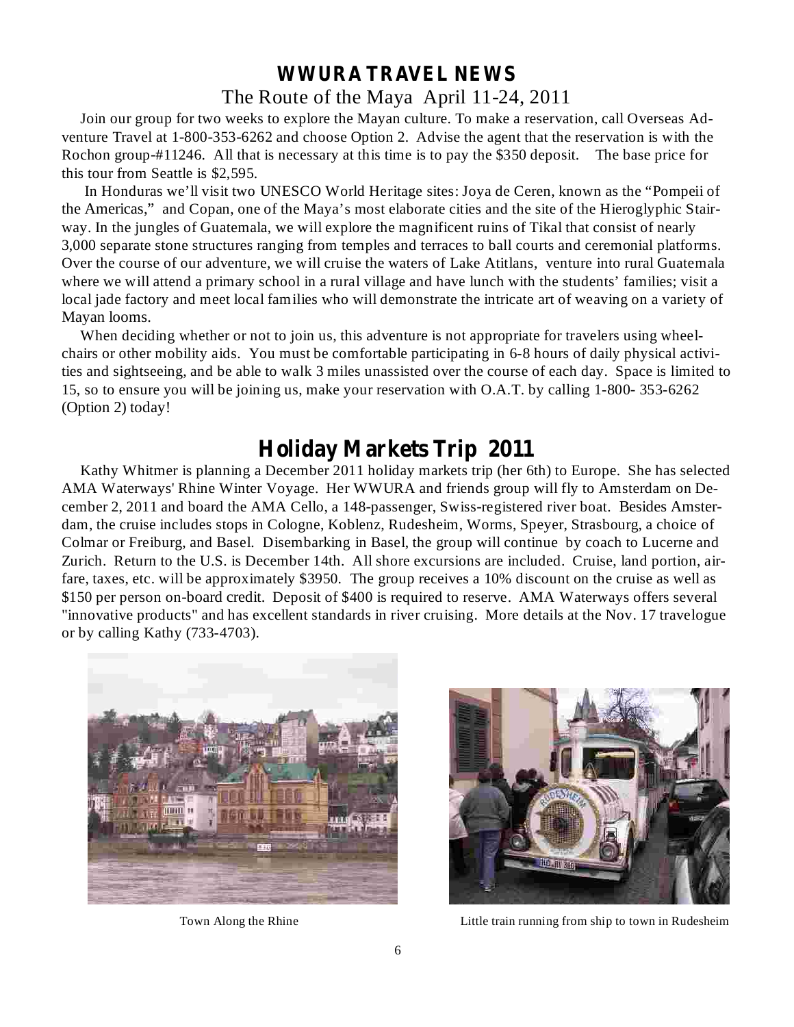# WWURA TRAVEL NEWS

## The Route of the Maya April 11-24, 2011

Join our group for two weeks to explore the Mayan culture. To make a reservation, call Overseas Adventure Travel at 1-800-353-6262 and choose Option 2. Advise the agent that the reservation is with the Rochon group-#11246. All that is necessary at this time is to pay the $350 deposit. The base price for this tour from Seattle is $2,595.

In Honduras we'll visit two UNESCO World Heritage sites: Joya de Ceren, known as the "Pompeii of the Americas," and Copan, one of the Maya's most elaborate cities and the site of the Hieroglyphic Stairway. In the jungles of Guatemala, we will explore the magnificent ruins of Tikal that consist of nearly 3,000 separate stone structures ranging from temples and terraces to ball courts and ceremonial platforms. Over the course of our adventure, we will cruise the waters of Lake Atitlans, venture into rural Guatemala where we will attend a primary school in a rural village and have lunch with the students' families; visit a local jade factory and meet local families who will demonstrate the intricate art of weaving on a variety of Mayan looms.

When deciding whether or not to join us, this adventure is not appropriate for travelers using wheelchairs or other mobility aids. You must be comfortable participating in 6-8 hours of daily physical activities and sightseeing, and be able to walk 3 miles unassisted over the course of each day. Space is limited to 15, so to ensure you will be joining us, make your reservation with O.A.T. by calling 1-800- 353-6262 (Option 2) today!

# Holiday Markets Trip 2011

Kathy Whitmer is planning a December 2011 holiday markets trip (her 6th) to Europe. She has selected AMA Waterways' Rhine Winter Voyage. Her WWURA and friends group will fly to Amsterdam on December 2, 2011 and board the AMA Cello, a 148-passenger, Swiss-registered river boat. Besides Amsterdam, the cruise includes stops in Cologne, Koblenz, Rudesheim, Worms, Speyer, Strasbourg, a choice of Colmar or Freiburg, and Basel. Disembarking in Basel, the group will continue by coach to Lucerne and Zurich. Return to the U.S. is December 14th. All shore excursions are included. Cruise, land portion, airfare, taxes, etc. will be approximately $3950. The group receives a 10% discount on the cruise as well as $150 per person on-board credit. Deposit of $400 is required to reserve. AMA Waterways offers several "innovative products" and has excellent standards in river cruising. More details at the Nov. 17 travelogue or by calling Kathy (733-4703).

Town Along the Rhine

Little train running from ship to town in Rudesheim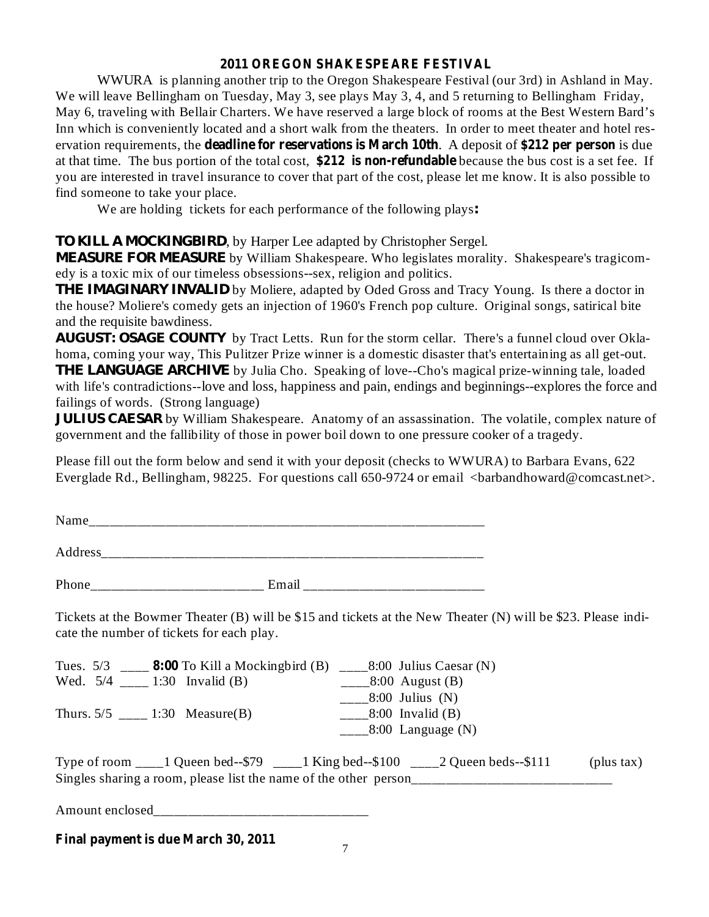## 2011 OREGON SHAKESPEARE FESTIVAL

WWURA is planning another trip to the Oregon Shakespeare Festival (our 3rd) in Ashland in May. We will leave Bellingham on Tuesday, May 3, see plays May 3, 4, and 5 returning to Bellingham Friday, May 6, traveling with Bellair Charters. We have reserved a large block of rooms at the Best Western Bard's Inn which is conveniently located and a short walk from the theaters. In order to meet theater and hotel reservation requirements, the **deadline for reservations is March 10th**. A deposit of **$212 per person** is due at that time. The bus portion of the total cost, **$212 is non-refundable** because the bus cost is a set fee. If you are interested in travel insurance to cover that part of the cost, please let me know. It is also possible to find someone to take your place.

We are holding tickets for each performance of the following plays**:**

**TO KILL A MOCKINGBIRD**, by Harper Lee adapted by Christopher Sergel.
**MEASURE FOR MEASURE** by William Shakespeare. Who legislates morality. Shakespeare's tragicomedy is a toxic mix of our timeless obsessions--sex, religion and politics.
**THE IMAGINARY INVALID** by Moliere, adapted by Oded Gross and Tracy Young. Is there a doctor in the house? Moliere's comedy gets an injection of 1960's French pop culture. Original songs, satirical bite and the requisite bawdiness.
**AUGUST: OSAGE COUNTY** by Tract Letts. Run for the storm cellar. There's a funnel cloud over Oklahoma, coming your way, This Pulitzer Prize winner is a domestic disaster that's entertaining as all get-out.
**THE LANGUAGE ARCHIVE** by Julia Cho. Speaking of love--Cho's magical prize-winning tale, loaded with life's contradictions--love and loss, happiness and pain, endings and beginnings--explores the force and failings of words. (Strong language)
**JULIUS CAESAR** by William Shakespeare. Anatomy of an assassination. The volatile, complex nature of government and the fallibility of those in power boil down to one pressure cooker of a tragedy.

Please fill out the form below and send it with your deposit (checks to WWURA) to Barbara Evans, 622 Everglade Rd., Bellingham, 98225. For questions call 650-9724 or email <barbandhoward@comcast.net>.

Name_______________________________________________________

Address_____________________________________________________

Phone_________________________ Email __________________________

Tickets at the Bowmer Theater (B) will be $15 and tickets at the New Theater (N) will be $23. Please indicate the number of tickets for each play.

Tues. 5/3 ____ **8:00** To Kill a Mockingbird (B) ____8:00 Julius Caesar (N)
Wed. 5/4 ____ 1:30 Invalid (B) ____8:00 August (B)
____8:00 Julius (N)
Thurs. 5/5 ____ 1:30 Measure(B) ____8:00 Invalid (B)
____8:00 Language (N)

Type of room ____1 Queen bed--$79 ____1 King bed--$100 ____2 Queen beds--$111 (plus tax)
Singles sharing a room, please list the name of the other person____________________________

Amount enclosed______________________________

**Final payment is due March 30, 2011**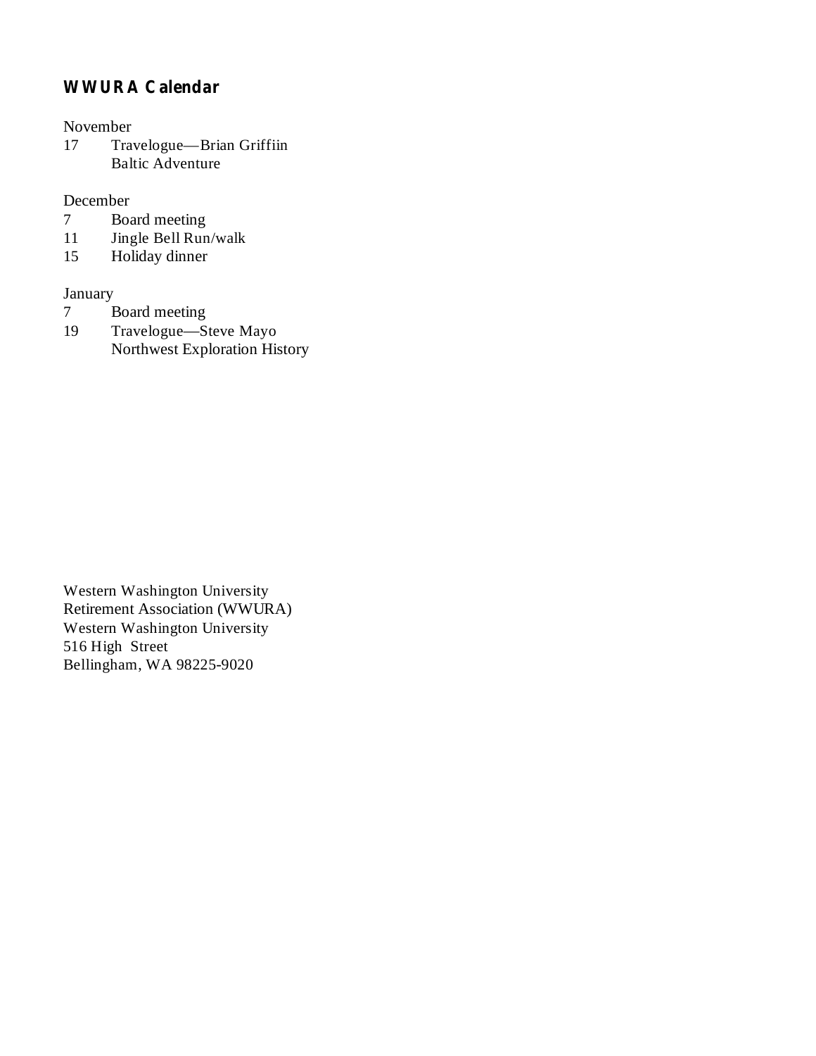**WWURA Calendar**

November

17 Travelogue—Brian Griffiin
Baltic Adventure

December

7 Board meeting
11 Jingle Bell Run/walk
15 Holiday dinner

January

7 Board meeting
19 Travelogue—Steve Mayo
Northwest Exploration History

Western Washington University
Retirement Association (WWURA)
Western Washington University
516 High Street
Bellingham, WA 98225-9020